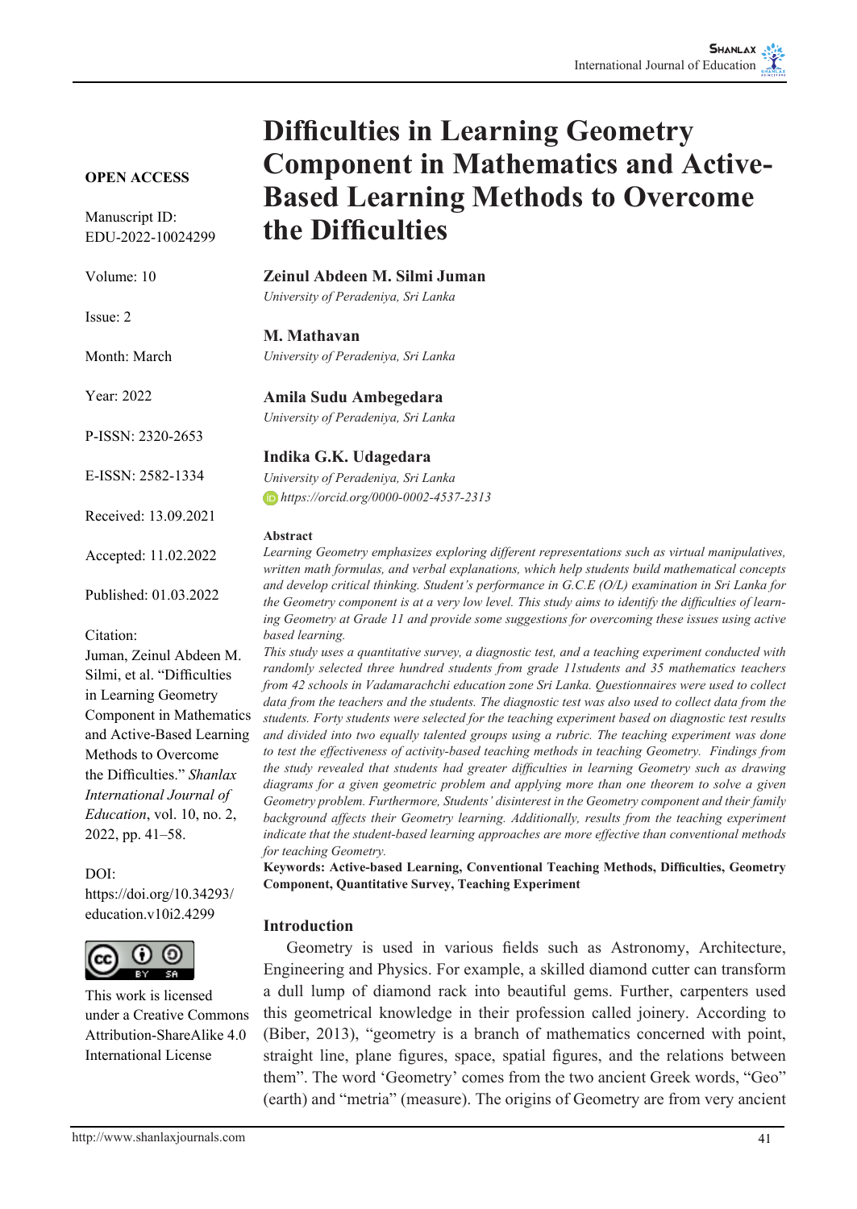# Difficulties in Learning Geometry Component in Mathematics and Active-Based Learning Methods to Overcome the Difficulties

**OPEN ACCESS**

Manuscript ID: EDU-2022-10024299

Volume: 10

Issue: 2

Month: March

Year: 2022

P-ISSN: 2320-2653

E-ISSN: 2582-1334

Received: 13.09.2021

Accepted: 11.02.2022

Published: 01.03.2022

Citation:
Juman, Zeinul Abdeen M. Silmi, et al. "Difficulties in Learning Geometry Component in Mathematics and Active-Based Learning Methods to Overcome the Difficulties." *Shanlax International Journal of Education*, vol. 10, no. 2, 2022, pp. 41–58.

DOI:
https://doi.org/10.34293/education.v10i2.4299

This work is licensed under a Creative Commons Attribution-ShareAlike 4.0 International License

**Zeinul Abdeen M. Silmi Juman**
*University of Peradeniya, Sri Lanka*

**M. Mathavan**
*University of Peradeniya, Sri Lanka*

**Amila Sudu Ambegedara**
*University of Peradeniya, Sri Lanka*

**Indika G.K. Udagedara**
*University of Peradeniya, Sri Lanka*
*https://orcid.org/0000-0002-4537-2313*

### Abstract

*Learning Geometry emphasizes exploring different representations such as virtual manipulatives, written math formulas, and verbal explanations, which help students build mathematical concepts and develop critical thinking. Student's performance in G.C.E (O/L) examination in Sri Lanka for the Geometry component is at a very low level. This study aims to identify the difficulties of learning Geometry at Grade 11 and provide some suggestions for overcoming these issues using active based learning.*

*This study uses a quantitative survey, a diagnostic test, and a teaching experiment conducted with randomly selected three hundred students from grade 11students and 35 mathematics teachers from 42 schools in Vadamarachchi education zone Sri Lanka. Questionnaires were used to collect data from the teachers and the students. The diagnostic test was also used to collect data from the students. Forty students were selected for the teaching experiment based on diagnostic test results and divided into two equally talented groups using a rubric. The teaching experiment was done to test the effectiveness of activity-based teaching methods in teaching Geometry. Findings from the study revealed that students had greater difficulties in learning Geometry such as drawing diagrams for a given geometric problem and applying more than one theorem to solve a given Geometry problem. Furthermore, Students' disinterest in the Geometry component and their family background affects their Geometry learning. Additionally, results from the teaching experiment indicate that the student-based learning approaches are more effective than conventional methods for teaching Geometry.*

**Keywords: Active-based Learning, Conventional Teaching Methods, Difficulties, Geometry Component, Quantitative Survey, Teaching Experiment**

## Introduction

Geometry is used in various fields such as Astronomy, Architecture, Engineering and Physics. For example, a skilled diamond cutter can transform a dull lump of diamond rack into beautiful gems. Further, carpenters used this geometrical knowledge in their profession called joinery. According to (Biber, 2013), "geometry is a branch of mathematics concerned with point, straight line, plane figures, space, spatial figures, and the relations between them". The word 'Geometry' comes from the two ancient Greek words, "Geo" (earth) and "metria" (measure). The origins of Geometry are from very ancient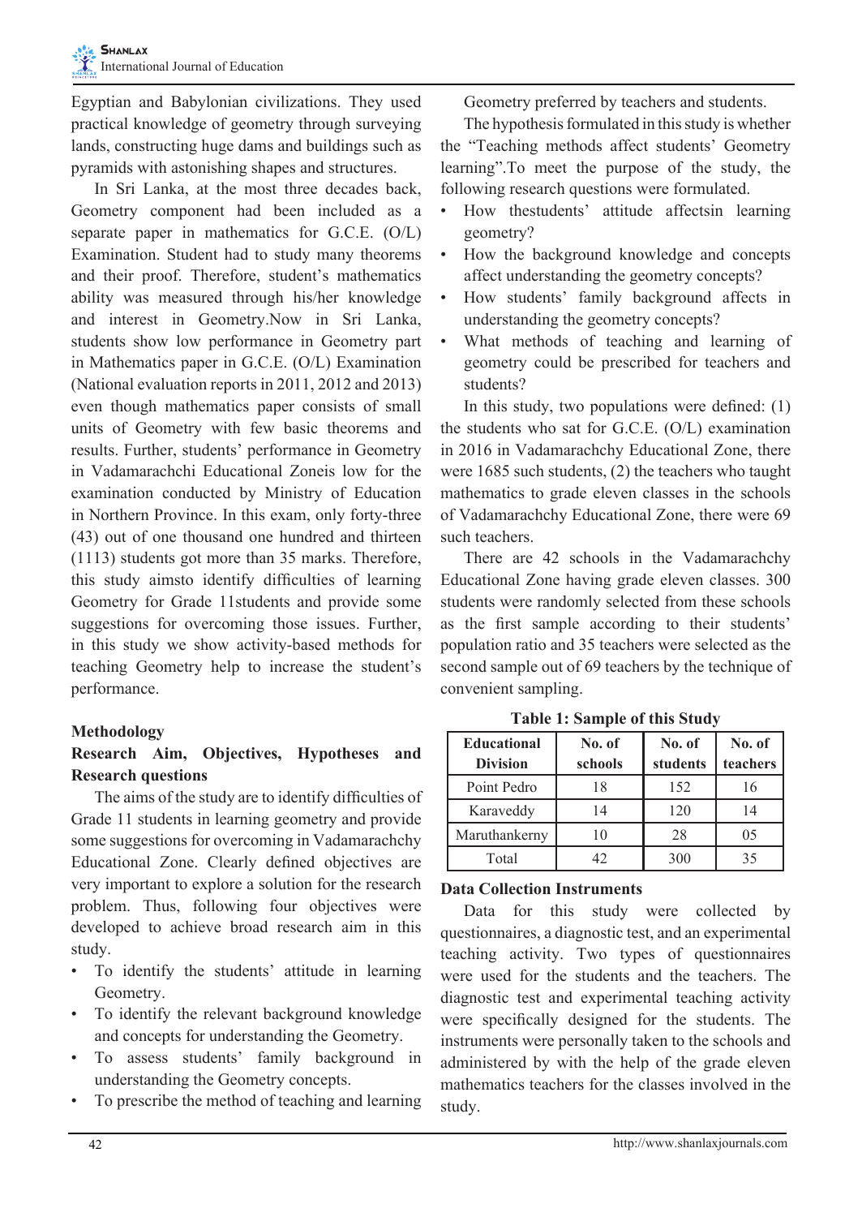Egyptian and Babylonian civilizations. They used practical knowledge of geometry through surveying lands, constructing huge dams and buildings such as pyramids with astonishing shapes and structures.

In Sri Lanka, at the most three decades back, Geometry component had been included as a separate paper in mathematics for G.C.E. (O/L) Examination. Student had to study many theorems and their proof. Therefore, student's mathematics ability was measured through his/her knowledge and interest in Geometry.Now in Sri Lanka, students show low performance in Geometry part in Mathematics paper in G.C.E. (O/L) Examination (National evaluation reports in 2011, 2012 and 2013) even though mathematics paper consists of small units of Geometry with few basic theorems and results. Further, students' performance in Geometry in Vadamarachchi Educational Zoneis low for the examination conducted by Ministry of Education in Northern Province. In this exam, only forty-three (43) out of one thousand one hundred and thirteen (1113) students got more than 35 marks. Therefore, this study aimsto identify difficulties of learning Geometry for Grade 11students and provide some suggestions for overcoming those issues. Further, in this study we show activity-based methods for teaching Geometry help to increase the student's performance.

## Methodology

### Research Aim, Objectives, Hypotheses and Research questions

The aims of the study are to identify difficulties of Grade 11 students in learning geometry and provide some suggestions for overcoming in Vadamarachchy Educational Zone. Clearly defined objectives are very important to explore a solution for the research problem. Thus, following four objectives were developed to achieve broad research aim in this study.

- To identify the students' attitude in learning Geometry.
- To identify the relevant background knowledge and concepts for understanding the Geometry.
- To assess students' family background in understanding the Geometry concepts.
- To prescribe the method of teaching and learning Geometry preferred by teachers and students.

The hypothesis formulated in this study is whether the "Teaching methods affect students' Geometry learning".To meet the purpose of the study, the following research questions were formulated.

- How thestudents' attitude affectsin learning geometry?
- How the background knowledge and concepts affect understanding the geometry concepts?
- How students' family background affects in understanding the geometry concepts?
- What methods of teaching and learning of geometry could be prescribed for teachers and students?

In this study, two populations were defined: (1) the students who sat for G.C.E. (O/L) examination in 2016 in Vadamarachchy Educational Zone, there were 1685 such students, (2) the teachers who taught mathematics to grade eleven classes in the schools of Vadamarachchy Educational Zone, there were 69 such teachers.

There are 42 schools in the Vadamarachchy Educational Zone having grade eleven classes. 300 students were randomly selected from these schools as the first sample according to their students' population ratio and 35 teachers were selected as the second sample out of 69 teachers by the technique of convenient sampling.

**Table 1: Sample of this Study**

| Educational Division | No. of schools | No. of students | No. of teachers |
|---|---|---|---|
| Point Pedro | 18 | 152 | 16 |
| Karaveddy | 14 | 120 | 14 |
| Maruthankerny | 10 | 28 | 05 |
| Total | 42 | 300 | 35 |

### Data Collection Instruments

Data for this study were collected by questionnaires, a diagnostic test, and an experimental teaching activity. Two types of questionnaires were used for the students and the teachers. The diagnostic test and experimental teaching activity were specifically designed for the students. The instruments were personally taken to the schools and administered by with the help of the grade eleven mathematics teachers for the classes involved in the study.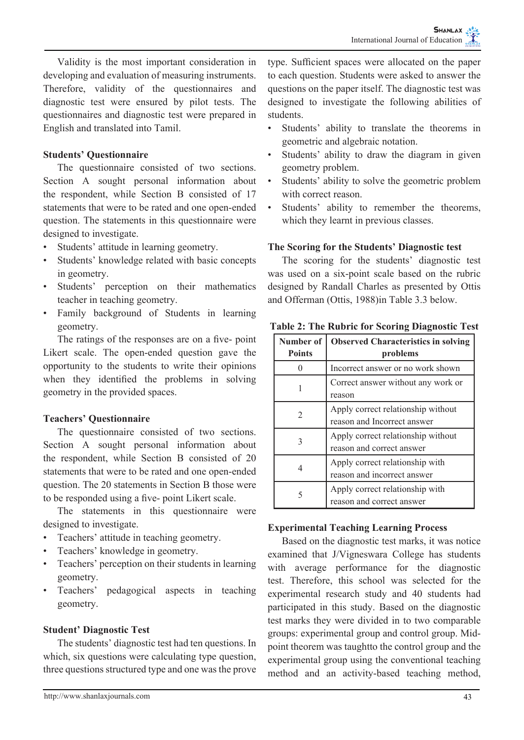Validity is the most important consideration in developing and evaluation of measuring instruments. Therefore, validity of the questionnaires and diagnostic test were ensured by pilot tests. The questionnaires and diagnostic test were prepared in English and translated into Tamil.

**Students' Questionnaire**

The questionnaire consisted of two sections. Section A sought personal information about the respondent, while Section B consisted of 17 statements that were to be rated and one open-ended question. The statements in this questionnaire were designed to investigate.

- Students' attitude in learning geometry.
- Students' knowledge related with basic concepts in geometry.
- Students' perception on their mathematics teacher in teaching geometry.
- Family background of Students in learning geometry.

The ratings of the responses are on a five- point Likert scale. The open-ended question gave the opportunity to the students to write their opinions when they identified the problems in solving geometry in the provided spaces.

**Teachers' Questionnaire**

The questionnaire consisted of two sections. Section A sought personal information about the respondent, while Section B consisted of 20 statements that were to be rated and one open-ended question. The 20 statements in Section B those were to be responded using a five- point Likert scale.

The statements in this questionnaire were designed to investigate.

- Teachers' attitude in teaching geometry.
- Teachers' knowledge in geometry.
- Teachers' perception on their students in learning geometry.
- Teachers' pedagogical aspects in teaching geometry.

**Student' Diagnostic Test**

The students' diagnostic test had ten questions. In which, six questions were calculating type question, three questions structured type and one was the prove type. Sufficient spaces were allocated on the paper to each question. Students were asked to answer the questions on the paper itself. The diagnostic test was designed to investigate the following abilities of students.

- Students' ability to translate the theorems in geometric and algebraic notation.
- Students' ability to draw the diagram in given geometry problem.
- Students' ability to solve the geometric problem with correct reason.
- Students' ability to remember the theorems, which they learnt in previous classes.

**The Scoring for the Students' Diagnostic test**

The scoring for the students' diagnostic test was used on a six-point scale based on the rubric designed by Randall Charles as presented by Ottis and Offerman (Ottis, 1988)in Table 3.3 below.

**Table 2: The Rubric for Scoring Diagnostic Test**

| Number of Points | Observed Characteristics in solving problems |
|---|---|
| 0 | Incorrect answer or no work shown |
| 1 | Correct answer without any work or reason |
| 2 | Apply correct relationship without reason and Incorrect answer |
| 3 | Apply correct relationship without reason and correct answer |
| 4 | Apply correct relationship with reason and incorrect answer |
| 5 | Apply correct relationship with reason and correct answer |

**Experimental Teaching Learning Process**

Based on the diagnostic test marks, it was notice examined that J/Vigneswara College has students with average performance for the diagnostic test. Therefore, this school was selected for the experimental research study and 40 students had participated in this study. Based on the diagnostic test marks they were divided in to two comparable groups: experimental group and control group. Mid-point theorem was taughtto the control group and the experimental group using the conventional teaching method and an activity-based teaching method,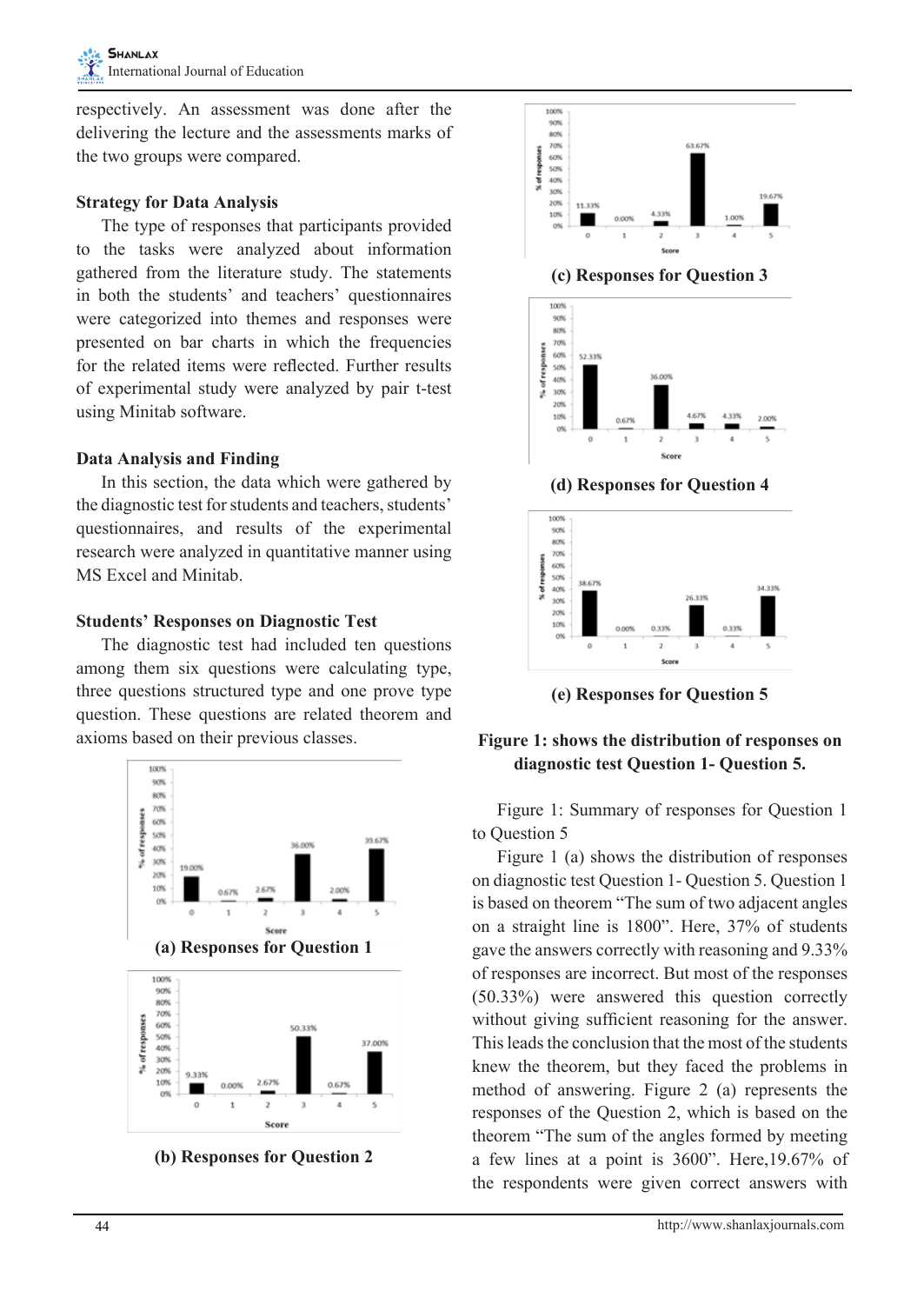respectively. An assessment was done after the delivering the lecture and the assessments marks of the two groups were compared.

### Strategy for Data Analysis

The type of responses that participants provided to the tasks were analyzed about information gathered from the literature study. The statements in both the students' and teachers' questionnaires were categorized into themes and responses were presented on bar charts in which the frequencies for the related items were reflected. Further results of experimental study were analyzed by pair t-test using Minitab software.

### Data Analysis and Finding

In this section, the data which were gathered by the diagnostic test for students and teachers, students' questionnaires, and results of the experimental research were analyzed in quantitative manner using MS Excel and Minitab.

### Students' Responses on Diagnostic Test

The diagnostic test had included ten questions among them six questions were calculating type, three questions structured type and one prove type question. These questions are related theorem and axioms based on their previous classes.

**(a) Responses for Question 1**

**(b) Responses for Question 2**

**(c) Responses for Question 3**

**(d) Responses for Question 4**

**(e) Responses for Question 5**

**Figure 1: shows the distribution of responses on diagnostic test Question 1- Question 5.**

Figure 1: Summary of responses for Question 1 to Question 5

Figure 1 (a) shows the distribution of responses on diagnostic test Question 1- Question 5. Question 1 is based on theorem "The sum of two adjacent angles on a straight line is 1800". Here, 37% of students gave the answers correctly with reasoning and 9.33% of responses are incorrect. But most of the responses (50.33%) were answered this question correctly without giving sufficient reasoning for the answer. This leads the conclusion that the most of the students knew the theorem, but they faced the problems in method of answering. Figure 2 (a) represents the responses of the Question 2, which is based on the theorem "The sum of the angles formed by meeting a few lines at a point is 3600". Here,19.67% of the respondents were given correct answers with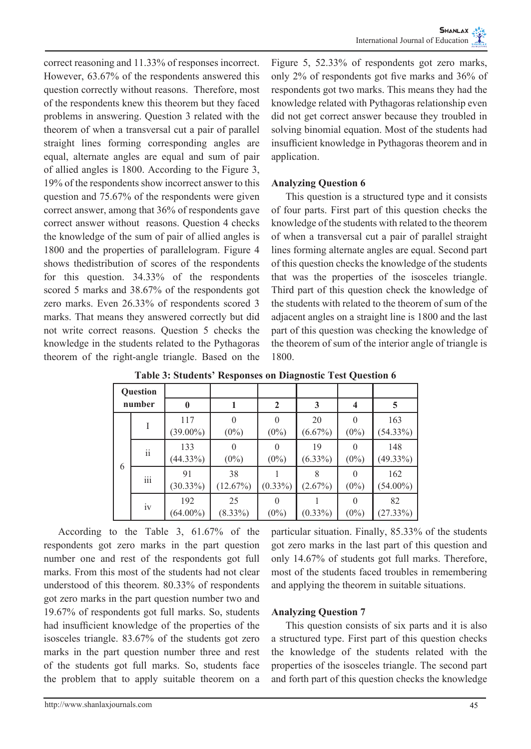correct reasoning and 11.33% of responses incorrect. However, 63.67% of the respondents answered this question correctly without reasons. Therefore, most of the respondents knew this theorem but they faced problems in answering. Question 3 related with the theorem of when a transversal cut a pair of parallel straight lines forming corresponding angles are equal, alternate angles are equal and sum of pair of allied angles is 1800. According to the Figure 3, 19% of the respondents show incorrect answer to this question and 75.67% of the respondents were given correct answer, among that 36% of respondents gave correct answer without reasons. Question 4 checks the knowledge of the sum of pair of allied angles is 1800 and the properties of parallelogram. Figure 4 shows thedistribution of scores of the respondents for this question. 34.33% of the respondents scored 5 marks and 38.67% of the respondents got zero marks. Even 26.33% of respondents scored 3 marks. That means they answered correctly but did not write correct reasons. Question 5 checks the knowledge in the students related to the Pythagoras theorem of the right-angle triangle. Based on the Figure 5, 52.33% of respondents got zero marks, only 2% of respondents got five marks and 36% of respondents got two marks. This means they had the knowledge related with Pythagoras relationship even did not get correct answer because they troubled in solving binomial equation. Most of the students had insufficient knowledge in Pythagoras theorem and in application.

### Analyzing Question 6

This question is a structured type and it consists of four parts. First part of this question checks the knowledge of the students with related to the theorem of when a transversal cut a pair of parallel straight lines forming alternate angles are equal. Second part of this question checks the knowledge of the students that was the properties of the isosceles triangle. Third part of this question check the knowledge of the students with related to the theorem of sum of the adjacent angles on a straight line is 1800 and the last part of this question was checking the knowledge of the theorem of sum of the interior angle of triangle is 1800.

**Table 3: Students' Responses on Diagnostic Test Question 6**

| Question number | | 0 | 1 | 2 | 3 | 4 | 5 |
|---|---|---|---|---|---|---|---|
| 6 | I | 117 (39.00%) | 0 (0%) | 0 (0%) | 20 (6.67%) | 0 (0%) | 163 (54.33%) |
| | ii | 133 (44.33%) | 0 (0%) | 0 (0%) | 19 (6.33%) | 0 (0%) | 148 (49.33%) |
| | iii | 91 (30.33%) | 38 (12.67%) | 1 (0.33%) | 8 (2.67%) | 0 (0%) | 162 (54.00%) |
| | iv | 192 (64.00%) | 25 (8.33%) | 0 (0%) | 1 (0.33%) | 0 (0%) | 82 (27.33%) |

According to the Table 3, 61.67% of the respondents got zero marks in the part question number one and rest of the respondents got full marks. From this most of the students had not clear understood of this theorem. 80.33% of respondents got zero marks in the part question number two and 19.67% of respondents got full marks. So, students had insufficient knowledge of the properties of the isosceles triangle. 83.67% of the students got zero marks in the part question number three and rest of the students got full marks. So, students face the problem that to apply suitable theorem on a particular situation. Finally, 85.33% of the students got zero marks in the last part of this question and only 14.67% of students got full marks. Therefore, most of the students faced troubles in remembering and applying the theorem in suitable situations.

### Analyzing Question 7

This question consists of six parts and it is also a structured type. First part of this question checks the knowledge of the students related with the properties of the isosceles triangle. The second part and forth part of this question checks the knowledge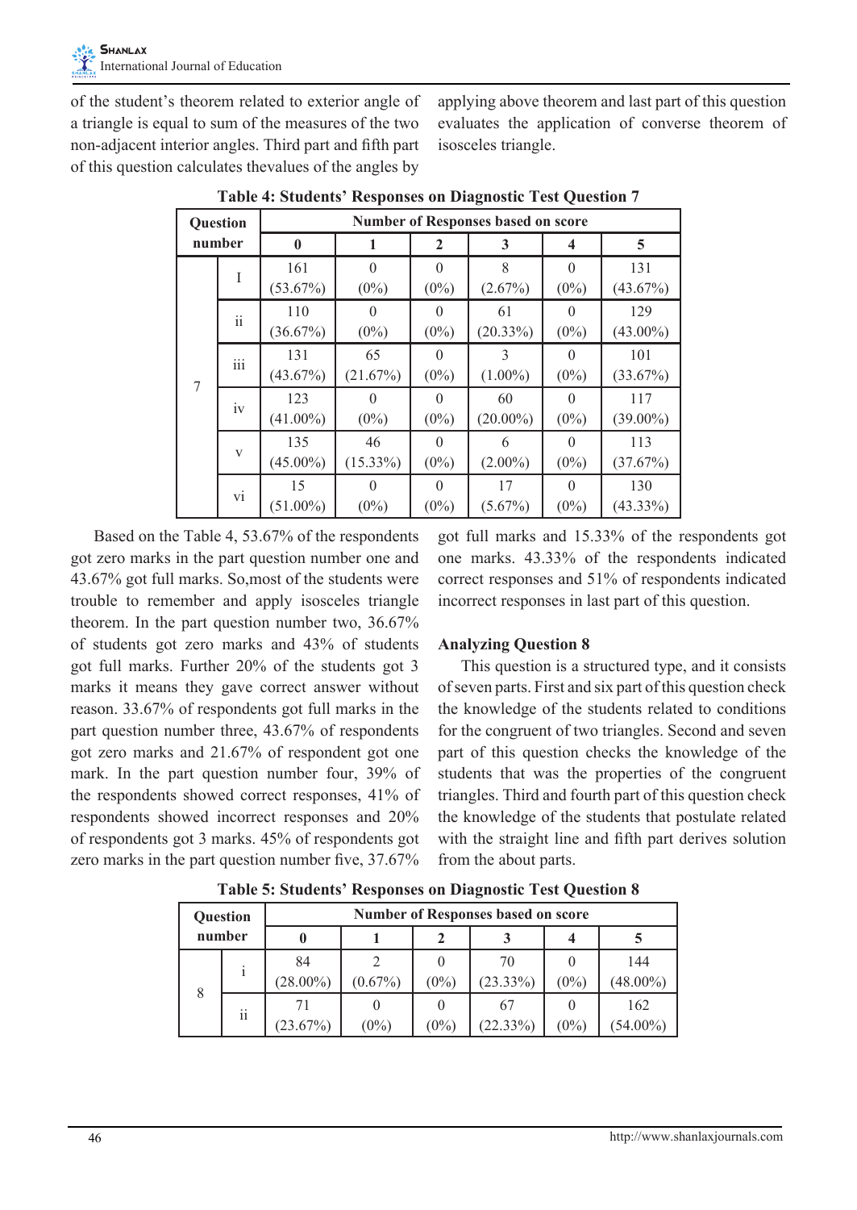of the student's theorem related to exterior angle of a triangle is equal to sum of the measures of the two non-adjacent interior angles. Third part and fifth part of this question calculates thevalues of the angles by applying above theorem and last part of this question evaluates the application of converse theorem of isosceles triangle.

**Table 4: Students' Responses on Diagnostic Test Question 7**

| Question number | | Number of Responses based on score | | | | | |
|---|---|---|---|---|---|---|---|
| | | 0 | 1 | 2 | 3 | 4 | 5 |
| 7 | I | 161 (53.67%) | 0 (0%) | 0 (0%) | 8 (2.67%) | 0 (0%) | 131 (43.67%) |
| | ii | 110 (36.67%) | 0 (0%) | 0 (0%) | 61 (20.33%) | 0 (0%) | 129 (43.00%) |
| | iii | 131 (43.67%) | 65 (21.67%) | 0 (0%) | 3 (1.00%) | 0 (0%) | 101 (33.67%) |
| | iv | 123 (41.00%) | 0 (0%) | 0 (0%) | 60 (20.00%) | 0 (0%) | 117 (39.00%) |
| | v | 135 (45.00%) | 46 (15.33%) | 0 (0%) | 6 (2.00%) | 0 (0%) | 113 (37.67%) |
| | vi | 15 (51.00%) | 0 (0%) | 0 (0%) | 17 (5.67%) | 0 (0%) | 130 (43.33%) |

Based on the Table 4, 53.67% of the respondents got zero marks in the part question number one and 43.67% got full marks. So,most of the students were trouble to remember and apply isosceles triangle theorem. In the part question number two, 36.67% of students got zero marks and 43% of students got full marks. Further 20% of the students got 3 marks it means they gave correct answer without reason. 33.67% of respondents got full marks in the part question number three, 43.67% of respondents got zero marks and 21.67% of respondent got one mark. In the part question number four, 39% of the respondents showed correct responses, 41% of respondents showed incorrect responses and 20% of respondents got 3 marks. 45% of respondents got zero marks in the part question number five, 37.67% got full marks and 15.33% of the respondents got one marks. 43.33% of the respondents indicated correct responses and 51% of respondents indicated incorrect responses in last part of this question.

### Analyzing Question 8

This question is a structured type, and it consists of seven parts. First and six part of this question check the knowledge of the students related to conditions for the congruent of two triangles. Second and seven part of this question checks the knowledge of the students that was the properties of the congruent triangles. Third and fourth part of this question check the knowledge of the students that postulate related with the straight line and fifth part derives solution from the about parts.

**Table 5: Students' Responses on Diagnostic Test Question 8**

| Question number | | Number of Responses based on score | | | | | |
|---|---|---|---|---|---|---|---|
| | | 0 | 1 | 2 | 3 | 4 | 5 |
| 8 | i | 84 (28.00%) | 2 (0.67%) | 0 (0%) | 70 (23.33%) | 0 (0%) | 144 (48.00%) |
| | ii | 71 (23.67%) | 0 (0%) | 0 (0%) | 67 (22.33%) | 0 (0%) | 162 (54.00%) |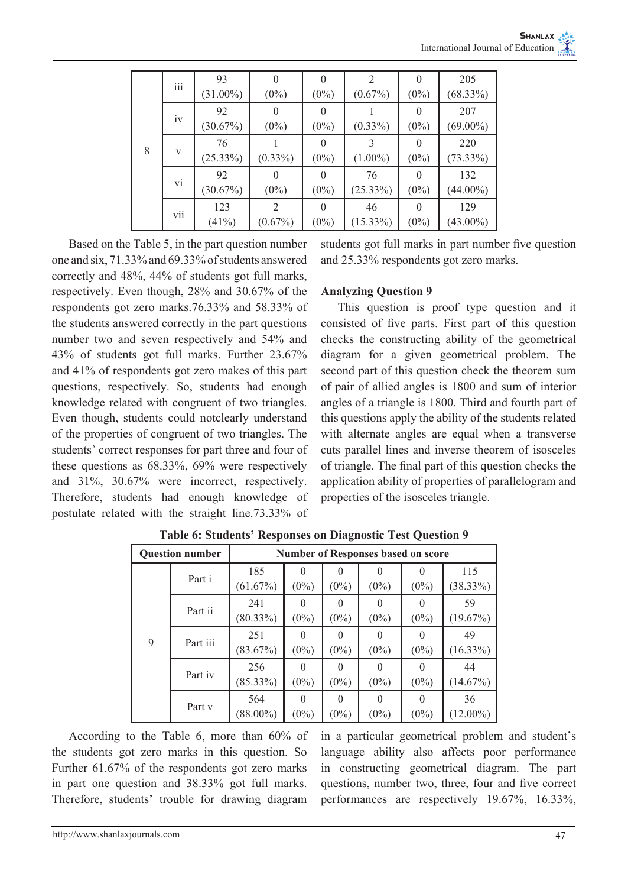| | | | | | | | |
|---|---|---|---|---|---|---|---|
| 8 | iii | 93 (31.00%) | 0 (0%) | 0 (0%) | 2 (0.67%) | 0 (0%) | 205 (68.33%) |
| | iv | 92 (30.67%) | 0 (0%) | 0 (0%) | 1 (0.33%) | 0 (0%) | 207 (69.00%) |
| | v | 76 (25.33%) | 1 (0.33%) | 0 (0%) | 3 (1.00%) | 0 (0%) | 220 (73.33%) |
| | vi | 92 (30.67%) | 0 (0%) | 0 (0%) | 76 (25.33%) | 0 (0%) | 132 (44.00%) |
| | vii | 123 (41%) | 2 (0.67%) | 0 (0%) | 46 (15.33%) | 0 (0%) | 129 (43.00%) |

Based on the Table 5, in the part question number one and six, 71.33% and 69.33% of students answered correctly and 48%, 44% of students got full marks, respectively. Even though, 28% and 30.67% of the respondents got zero marks.76.33% and 58.33% of the students answered correctly in the part questions number two and seven respectively and 54% and 43% of students got full marks. Further 23.67% and 41% of respondents got zero makes of this part questions, respectively. So, students had enough knowledge related with congruent of two triangles. Even though, students could notclearly understand of the properties of congruent of two triangles. The students' correct responses for part three and four of these questions as 68.33%, 69% were respectively and 31%, 30.67% were incorrect, respectively. Therefore, students had enough knowledge of postulate related with the straight line.73.33% of students got full marks in part number five question and 25.33% respondents got zero marks.

### Analyzing Question 9

This question is proof type question and it consisted of five parts. First part of this question checks the constructing ability of the geometrical diagram for a given geometrical problem. The second part of this question check the theorem sum of pair of allied angles is 1800 and sum of interior angles of a triangle is 1800. Third and fourth part of this questions apply the ability of the students related with alternate angles are equal when a transverse cuts parallel lines and inverse theorem of isosceles of triangle. The final part of this question checks the application ability of properties of parallelogram and properties of the isosceles triangle.

**Table 6: Students' Responses on Diagnostic Test Question 9**

| Question number | | Number of Responses based on score | | | | | |
|---|---|---|---|---|---|---|---|
| 9 | Part i | 185 (61.67%) | 0 (0%) | 0 (0%) | 0 (0%) | 0 (0%) | 115 (38.33%) |
| | Part ii | 241 (80.33%) | 0 (0%) | 0 (0%) | 0 (0%) | 0 (0%) | 59 (19.67%) |
| | Part iii | 251 (83.67%) | 0 (0%) | 0 (0%) | 0 (0%) | 0 (0%) | 49 (16.33%) |
| | Part iv | 256 (85.33%) | 0 (0%) | 0 (0%) | 0 (0%) | 0 (0%) | 44 (14.67%) |
| | Part v | 564 (88.00%) | 0 (0%) | 0 (0%) | 0 (0%) | 0 (0%) | 36 (12.00%) |

According to the Table 6, more than 60% of the students got zero marks in this question. So Further 61.67% of the respondents got zero marks in part one question and 38.33% got full marks. Therefore, students' trouble for drawing diagram in a particular geometrical problem and student's language ability also affects poor performance in constructing geometrical diagram. The part questions, number two, three, four and five correct performances are respectively 19.67%, 16.33%,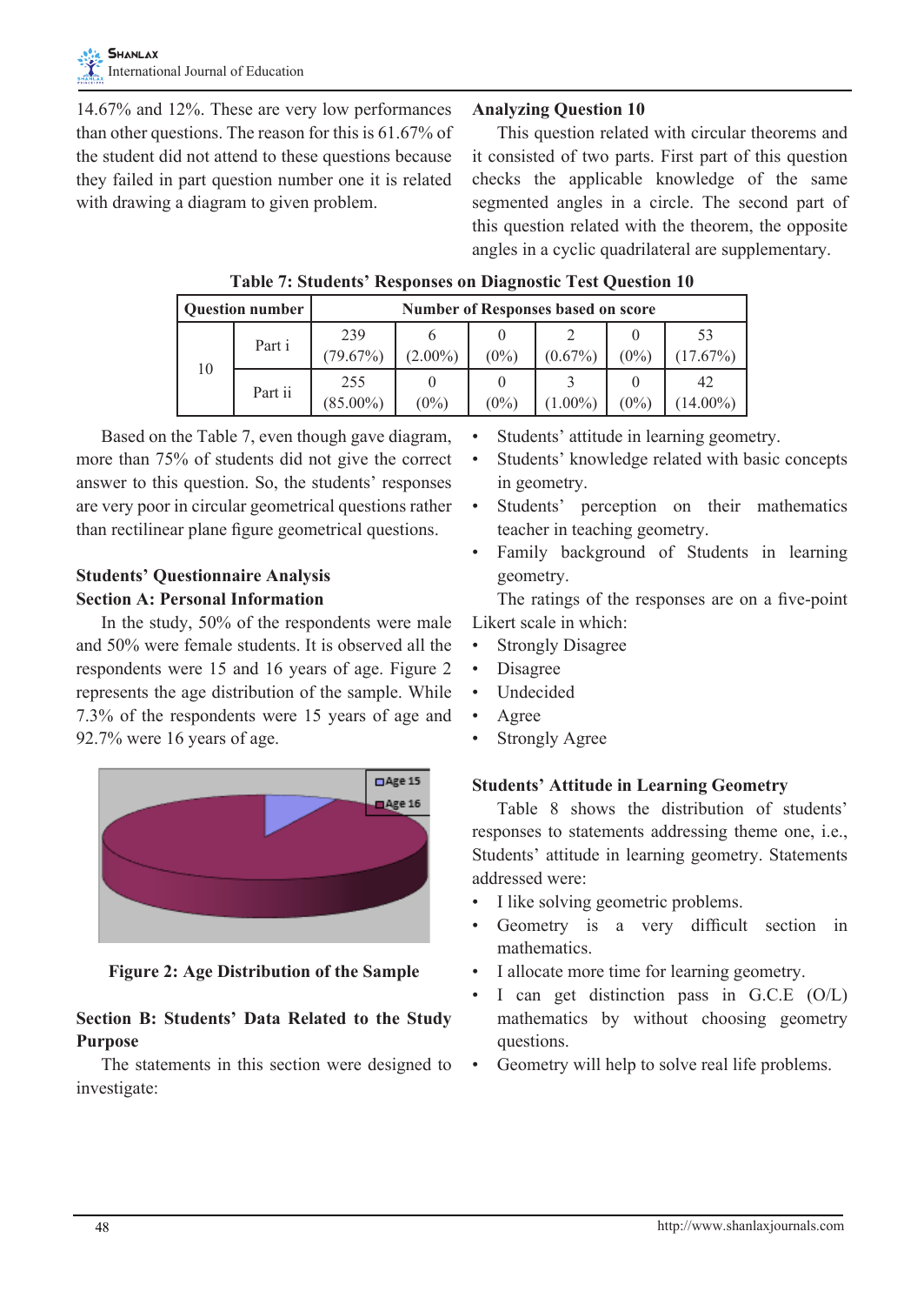14.67% and 12%. These are very low performances than other questions. The reason for this is 61.67% of the student did not attend to these questions because they failed in part question number one it is related with drawing a diagram to given problem.

### Analyzing Question 10

This question related with circular theorems and it consisted of two parts. First part of this question checks the applicable knowledge of the same segmented angles in a circle. The second part of this question related with the theorem, the opposite angles in a cyclic quadrilateral are supplementary.

**Table 7: Students' Responses on Diagnostic Test Question 10**

| Question number | | Number of Responses based on score | | | | | |
|---|---|---|---|---|---|---|---|
| 10 | Part i | 239 (79.67%) | 6 (2.00%) | 0 (0%) | 2 (0.67%) | 0 (0%) | 53 (17.67%) |
| | Part ii | 255 (85.00%) | 0 (0%) | 0 (0%) | 3 (1.00%) | 0 (0%) | 42 (14.00%) |

Based on the Table 7, even though gave diagram, more than 75% of students did not give the correct answer to this question. So, the students' responses are very poor in circular geometrical questions rather than rectilinear plane figure geometrical questions.

### Students' Questionnaire Analysis

### Section A: Personal Information

In the study, 50% of the respondents were male and 50% were female students. It is observed all the respondents were 15 and 16 years of age. Figure 2 represents the age distribution of the sample. While 7.3% of the respondents were 15 years of age and 92.7% were 16 years of age.

Figure 2: Age Distribution of the Sample

### Section B: Students' Data Related to the Study Purpose

The statements in this section were designed to investigate:

- Students' attitude in learning geometry.
- Students' knowledge related with basic concepts in geometry.
- Students' perception on their mathematics teacher in teaching geometry.
- Family background of Students in learning geometry.

The ratings of the responses are on a five-point Likert scale in which:

- Strongly Disagree
- Disagree
- Undecided
- Agree
- Strongly Agree

### Students' Attitude in Learning Geometry

Table 8 shows the distribution of students' responses to statements addressing theme one, i.e., Students' attitude in learning geometry. Statements addressed were:

- I like solving geometric problems.
- Geometry is a very difficult section in mathematics.
- I allocate more time for learning geometry.
- I can get distinction pass in G.C.E (O/L) mathematics by without choosing geometry questions.
- Geometry will help to solve real life problems.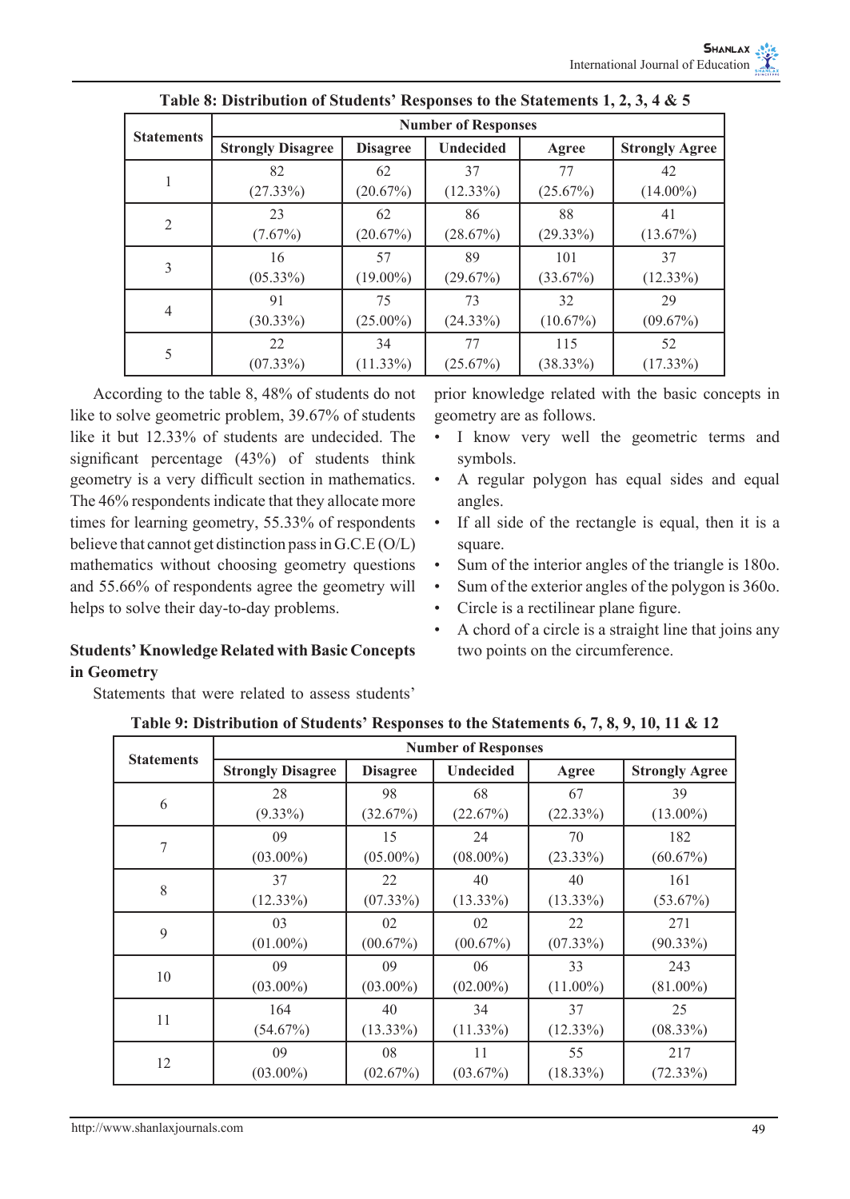**Table 8: Distribution of Students' Responses to the Statements 1, 2, 3, 4 & 5**

| Statements | Number of Responses | | | | |
|---|---|---|---|---|---|
| | Strongly Disagree | Disagree | Undecided | Agree | Strongly Agree |
| 1 | 82 (27.33%) | 62 (20.67%) | 37 (12.33%) | 77 (25.67%) | 42 (14.00%) |
| 2 | 23 (7.67%) | 62 (20.67%) | 86 (28.67%) | 88 (29.33%) | 41 (13.67%) |
| 3 | 16 (05.33%) | 57 (19.00%) | 89 (29.67%) | 101 (33.67%) | 37 (12.33%) |
| 4 | 91 (30.33%) | 75 (25.00%) | 73 (24.33%) | 32 (10.67%) | 29 (09.67%) |
| 5 | 22 (07.33%) | 34 (11.33%) | 77 (25.67%) | 115 (38.33%) | 52 (17.33%) |

According to the table 8, 48% of students do not like to solve geometric problem, 39.67% of students like it but 12.33% of students are undecided. The significant percentage (43%) of students think geometry is a very difficult section in mathematics. The 46% respondents indicate that they allocate more times for learning geometry, 55.33% of respondents believe that cannot get distinction pass in G.C.E (O/L) mathematics without choosing geometry questions and 55.66% of respondents agree the geometry will helps to solve their day-to-day problems.

### Students' Knowledge Related with Basic Concepts in Geometry

Statements that were related to assess students' prior knowledge related with the basic concepts in geometry are as follows.

- I know very well the geometric terms and symbols.
- A regular polygon has equal sides and equal angles.
- If all side of the rectangle is equal, then it is a square.
- Sum of the interior angles of the triangle is 180o.
- Sum of the exterior angles of the polygon is 360o.
- Circle is a rectilinear plane figure.
- A chord of a circle is a straight line that joins any two points on the circumference.

**Table 9: Distribution of Students' Responses to the Statements 6, 7, 8, 9, 10, 11 & 12**

| Statements | Number of Responses | | | | |
|---|---|---|---|---|---|
| | Strongly Disagree | Disagree | Undecided | Agree | Strongly Agree |
| 6 | 28 (9.33%) | 98 (32.67%) | 68 (22.67%) | 67 (22.33%) | 39 (13.00%) |
| 7 | 09 (03.00%) | 15 (05.00%) | 24 (08.00%) | 70 (23.33%) | 182 (60.67%) |
| 8 | 37 (12.33%) | 22 (07.33%) | 40 (13.33%) | 40 (13.33%) | 161 (53.67%) |
| 9 | 03 (01.00%) | 02 (00.67%) | 02 (00.67%) | 22 (07.33%) | 271 (90.33%) |
| 10 | 09 (03.00%) | 09 (03.00%) | 06 (02.00%) | 33 (11.00%) | 243 (81.00%) |
| 11 | 164 (54.67%) | 40 (13.33%) | 34 (11.33%) | 37 (12.33%) | 25 (08.33%) |
| 12 | 09 (03.00%) | 08 (02.67%) | 11 (03.67%) | 55 (18.33%) | 217 (72.33%) |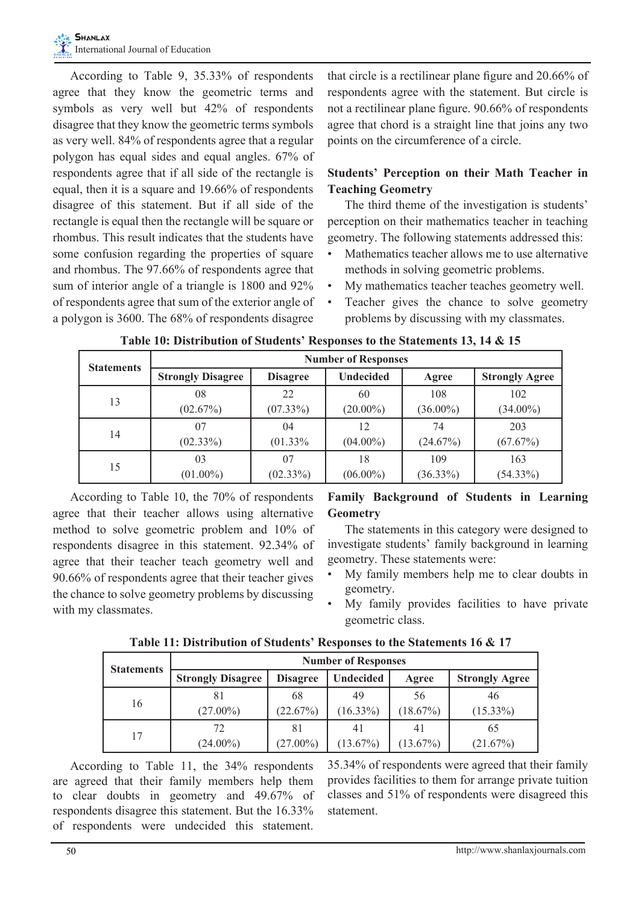According to Table 9, 35.33% of respondents agree that they know the geometric terms and symbols as very well but 42% of respondents disagree that they know the geometric terms symbols as very well. 84% of respondents agree that a regular polygon has equal sides and equal angles. 67% of respondents agree that if all side of the rectangle is equal, then it is a square and 19.66% of respondents disagree of this statement. But if all side of the rectangle is equal then the rectangle will be square or rhombus. This result indicates that the students have some confusion regarding the properties of square and rhombus. The 97.66% of respondents agree that sum of interior angle of a triangle is 1800 and 92% of respondents agree that sum of the exterior angle of a polygon is 3600. The 68% of respondents disagree that circle is a rectilinear plane figure and 20.66% of respondents agree with the statement. But circle is not a rectilinear plane figure. 90.66% of respondents agree that chord is a straight line that joins any two points on the circumference of a circle.

### Students' Perception on their Math Teacher in Teaching Geometry

The third theme of the investigation is students' perception on their mathematics teacher in teaching geometry. The following statements addressed this:

- Mathematics teacher allows me to use alternative methods in solving geometric problems.
- My mathematics teacher teaches geometry well.
- Teacher gives the chance to solve geometry problems by discussing with my classmates.

**Table 10: Distribution of Students' Responses to the Statements 13, 14 & 15**

| Statements | Number of Responses | | | | |
|---|---|---|---|---|---|
| | Strongly Disagree | Disagree | Undecided | Agree | Strongly Agree |
| 13 | 08 (02.67%) | 22 (07.33%) | 60 (20.00%) | 108 (36.00%) | 102 (34.00%) |
| 14 | 07 (02.33%) | 04 (01.33% | 12 (04.00%) | 74 (24.67%) | 203 (67.67%) |
| 15 | 03 (01.00%) | 07 (02.33%) | 18 (06.00%) | 109 (36.33%) | 163 (54.33%) |

According to Table 10, the 70% of respondents agree that their teacher allows using alternative method to solve geometric problem and 10% of respondents disagree in this statement. 92.34% of agree that their teacher teach geometry well and 90.66% of respondents agree that their teacher gives the chance to solve geometry problems by discussing with my classmates.

### Family Background of Students in Learning Geometry

The statements in this category were designed to investigate students' family background in learning geometry. These statements were:

- My family members help me to clear doubts in geometry.
- My family provides facilities to have private geometric class.

**Table 11: Distribution of Students' Responses to the Statements 16 & 17**

| Statements | Number of Responses | | | | |
|---|---|---|---|---|---|
| | Strongly Disagree | Disagree | Undecided | Agree | Strongly Agree |
| 16 | 81 (27.00%) | 68 (22.67%) | 49 (16.33%) | 56 (18.67%) | 46 (15.33%) |
| 17 | 72 (24.00%) | 81 (27.00%) | 41 (13.67%) | 41 (13.67%) | 65 (21.67%) |

According to Table 11, the 34% respondents are agreed that their family members help them to clear doubts in geometry and 49.67% of respondents disagree this statement. But the 16.33% of respondents were undecided this statement. 35.34% of respondents were agreed that their family provides facilities to them for arrange private tuition classes and 51% of respondents were disagreed this statement.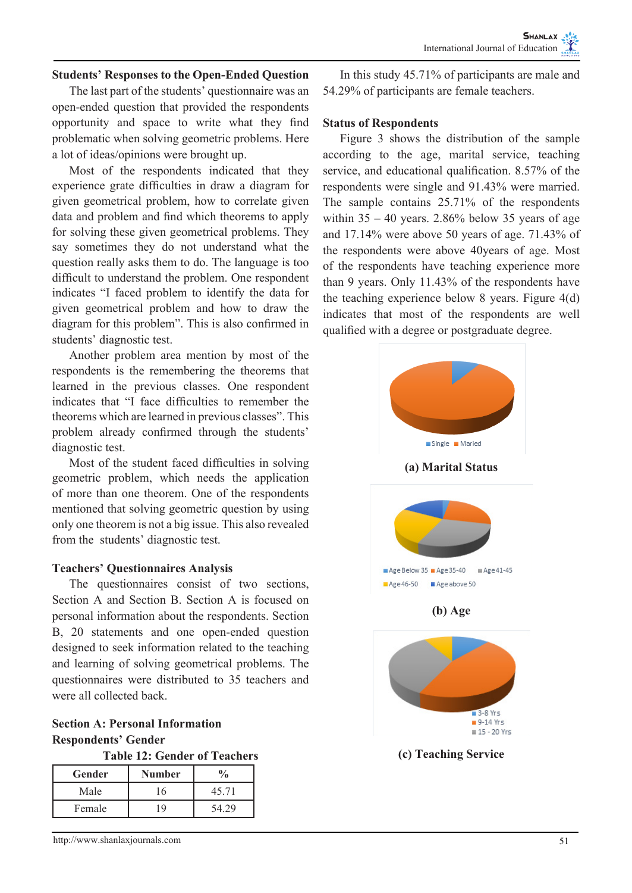**Students' Responses to the Open-Ended Question**

The last part of the students' questionnaire was an open-ended question that provided the respondents opportunity and space to write what they find problematic when solving geometric problems. Here a lot of ideas/opinions were brought up.

Most of the respondents indicated that they experience grate difficulties in draw a diagram for given geometrical problem, how to correlate given data and problem and find which theorems to apply for solving these given geometrical problems. They say sometimes they do not understand what the question really asks them to do. The language is too difficult to understand the problem. One respondent indicates "I faced problem to identify the data for given geometrical problem and how to draw the diagram for this problem". This is also confirmed in students' diagnostic test.

Another problem area mention by most of the respondents is the remembering the theorems that learned in the previous classes. One respondent indicates that "I face difficulties to remember the theorems which are learned in previous classes". This problem already confirmed through the students' diagnostic test.

Most of the student faced difficulties in solving geometric problem, which needs the application of more than one theorem. One of the respondents mentioned that solving geometric question by using only one theorem is not a big issue. This also revealed from the students' diagnostic test.

**Teachers' Questionnaires Analysis**

The questionnaires consist of two sections, Section A and Section B. Section A is focused on personal information about the respondents. Section B, 20 statements and one open-ended question designed to seek information related to the teaching and learning of solving geometrical problems. The questionnaires were distributed to 35 teachers and were all collected back.

**Section A: Personal Information**

**Respondents' Gender**

**Table 12: Gender of Teachers**

| Gender | Number | % |
|---|---|---|
| Male | 16 | 45.71 |
| Female | 19 | 54.29 |

In this study 45.71% of participants are male and 54.29% of participants are female teachers.

**Status of Respondents**

Figure 3 shows the distribution of the sample according to the age, marital service, teaching service, and educational qualification. 8.57% of the respondents were single and 91.43% were married. The sample contains 25.71% of the respondents within 35 – 40 years. 2.86% below 35 years of age and 17.14% were above 50 years of age. 71.43% of the respondents were above 40years of age. Most of the respondents have teaching experience more than 9 years. Only 11.43% of the respondents have the teaching experience below 8 years. Figure 4(d) indicates that most of the respondents are well qualified with a degree or postgraduate degree.

Single Maried

**(a) Marital Status**

Age Below 35 Age 35-40 Age 41-45 Age 46-50 Age above 50

**(b) Age**

3-8 Yrs 9-14 Yrs 15 - 20 Yrs

**(c) Teaching Service**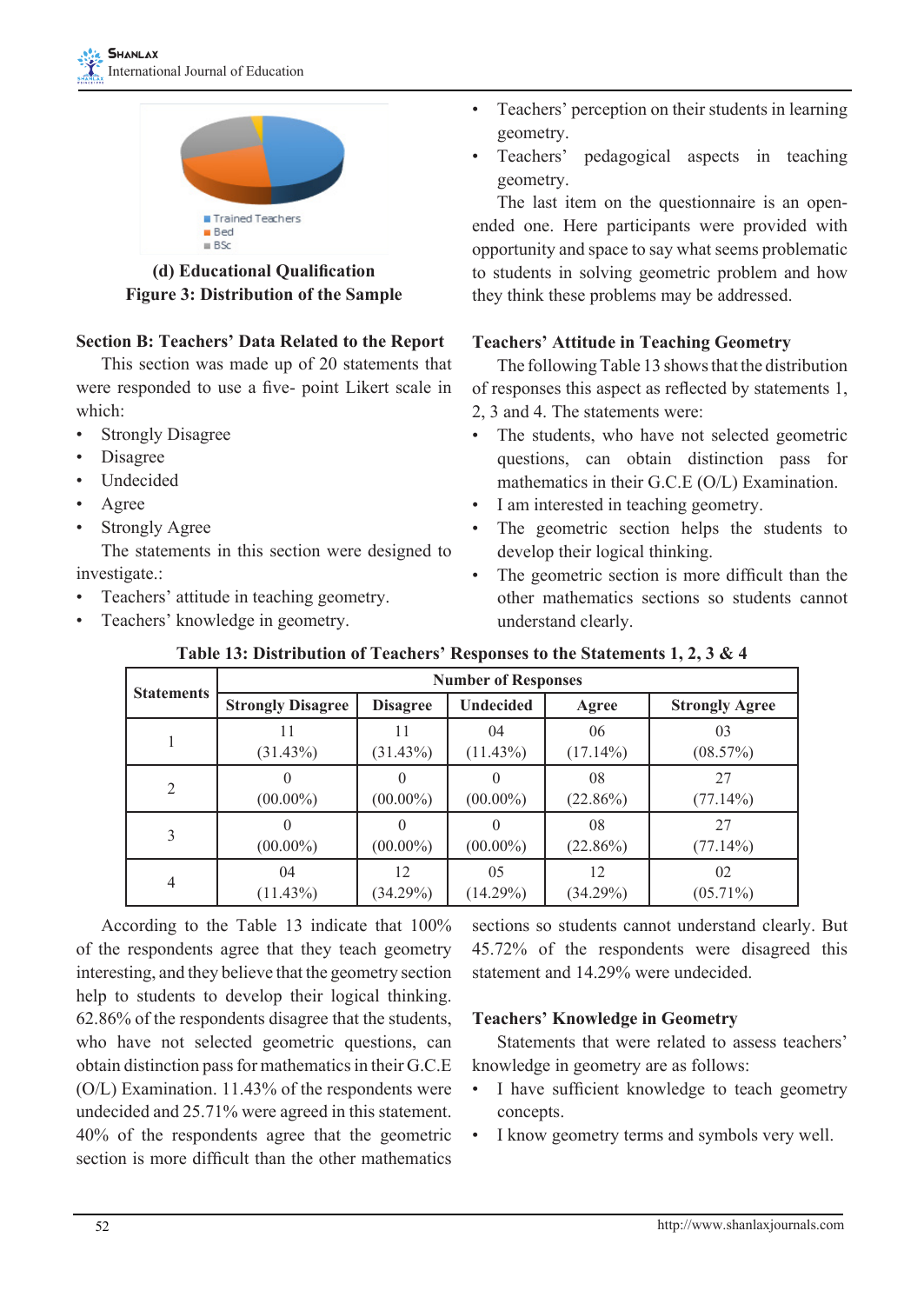(d) Educational Qualification

**Figure 3: Distribution of the Sample**

### Section B: Teachers' Data Related to the Report

This section was made up of 20 statements that were responded to use a five- point Likert scale in which:

- Strongly Disagree
- Disagree
- Undecided
- Agree
- Strongly Agree

The statements in this section were designed to investigate.:

- Teachers' attitude in teaching geometry.
- Teachers' knowledge in geometry.
- Teachers' perception on their students in learning geometry.
- Teachers' pedagogical aspects in teaching geometry.

The last item on the questionnaire is an open-ended one. Here participants were provided with opportunity and space to say what seems problematic to students in solving geometric problem and how they think these problems may be addressed.

### Teachers' Attitude in Teaching Geometry

The following Table 13 shows that the distribution of responses this aspect as reflected by statements 1, 2, 3 and 4. The statements were:

- The students, who have not selected geometric questions, can obtain distinction pass for mathematics in their G.C.E (O/L) Examination.
- I am interested in teaching geometry.
- The geometric section helps the students to develop their logical thinking.
- The geometric section is more difficult than the other mathematics sections so students cannot understand clearly.

**Table 13: Distribution of Teachers' Responses to the Statements 1, 2, 3 & 4**

| Statements | Number of Responses | | | | |
|---|---|---|---|---|---|
| | Strongly Disagree | Disagree | Undecided | Agree | Strongly Agree |
| 1 | 11 (31.43%) | 11 (31.43%) | 04 (11.43%) | 06 (17.14%) | 03 (08.57%) |
| 2 | 0 (00.00%) | 0 (00.00%) | 0 (00.00%) | 08 (22.86%) | 27 (77.14%) |
| 3 | 0 (00.00%) | 0 (00.00%) | 0 (00.00%) | 08 (22.86%) | 27 (77.14%) |
| 4 | 04 (11.43%) | 12 (34.29%) | 05 (14.29%) | 12 (34.29%) | 02 (05.71%) |

According to the Table 13 indicate that 100% of the respondents agree that they teach geometry interesting, and they believe that the geometry section help to students to develop their logical thinking. 62.86% of the respondents disagree that the students, who have not selected geometric questions, can obtain distinction pass for mathematics in their G.C.E (O/L) Examination. 11.43% of the respondents were undecided and 25.71% were agreed in this statement. 40% of the respondents agree that the geometric section is more difficult than the other mathematics sections so students cannot understand clearly. But 45.72% of the respondents were disagreed this statement and 14.29% were undecided.

### Teachers' Knowledge in Geometry

Statements that were related to assess teachers' knowledge in geometry are as follows:

- I have sufficient knowledge to teach geometry concepts.
- I know geometry terms and symbols very well.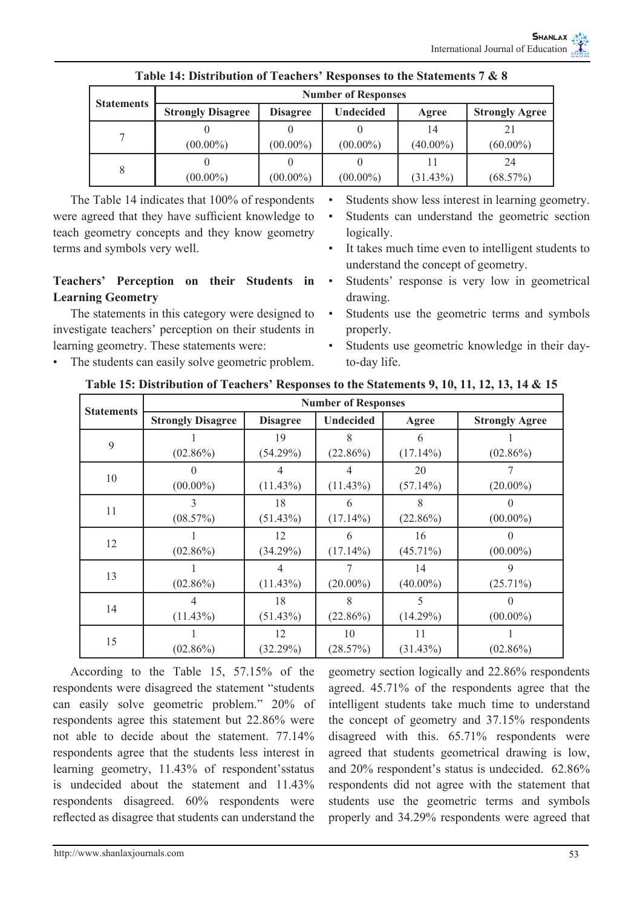**Table 14: Distribution of Teachers' Responses to the Statements 7 & 8**

| Statements | Number of Responses | | | | |
|---|---|---|---|---|---|
| | Strongly Disagree | Disagree | Undecided | Agree | Strongly Agree |
| 7 | 0 (00.00%) | 0 (00.00%) | 0 (00.00%) | 14 (40.00%) | 21 (60.00%) |
| 8 | 0 (00.00%) | 0 (00.00%) | 0 (00.00%) | 11 (31.43%) | 24 (68.57%) |

The Table 14 indicates that 100% of respondents were agreed that they have sufficient knowledge to teach geometry concepts and they know geometry terms and symbols very well.

### Teachers' Perception on their Students in Learning Geometry

The statements in this category were designed to investigate teachers' perception on their students in learning geometry. These statements were:

- The students can easily solve geometric problem.
- Students show less interest in learning geometry.
- Students can understand the geometric section logically.
- It takes much time even to intelligent students to understand the concept of geometry.
- Students' response is very low in geometrical drawing.
- Students use the geometric terms and symbols properly.
- Students use geometric knowledge in their day-to-day life.

**Table 15: Distribution of Teachers' Responses to the Statements 9, 10, 11, 12, 13, 14 & 15**

| Statements | Number of Responses | | | | |
|---|---|---|---|---|---|
| | Strongly Disagree | Disagree | Undecided | Agree | Strongly Agree |
| 9 | 1 (02.86%) | 19 (54.29%) | 8 (22.86%) | 6 (17.14%) | 1 (02.86%) |
| 10 | 0 (00.00%) | 4 (11.43%) | 4 (11.43%) | 20 (57.14%) | 7 (20.00%) |
| 11 | 3 (08.57%) | 18 (51.43%) | 6 (17.14%) | 8 (22.86%) | 0 (00.00%) |
| 12 | 1 (02.86%) | 12 (34.29%) | 6 (17.14%) | 16 (45.71%) | 0 (00.00%) |
| 13 | 1 (02.86%) | 4 (11.43%) | 7 (20.00%) | 14 (40.00%) | 9 (25.71%) |
| 14 | 4 (11.43%) | 18 (51.43%) | 8 (22.86%) | 5 (14.29%) | 0 (00.00%) |
| 15 | 1 (02.86%) | 12 (32.29%) | 10 (28.57%) | 11 (31.43%) | 1 (02.86%) |

According to the Table 15, 57.15% of the respondents were disagreed the statement "students can easily solve geometric problem." 20% of respondents agree this statement but 22.86% were not able to decide about the statement. 77.14% respondents agree that the students less interest in learning geometry, 11.43% of respondent'sstatus is undecided about the statement and 11.43% respondents disagreed. 60% respondents were reflected as disagree that students can understand the geometry section logically and 22.86% respondents agreed. 45.71% of the respondents agree that the intelligent students take much time to understand the concept of geometry and 37.15% respondents disagreed with this. 65.71% respondents were agreed that students geometrical drawing is low, and 20% respondent's status is undecided. 62.86% respondents did not agree with the statement that students use the geometric terms and symbols properly and 34.29% respondents were agreed that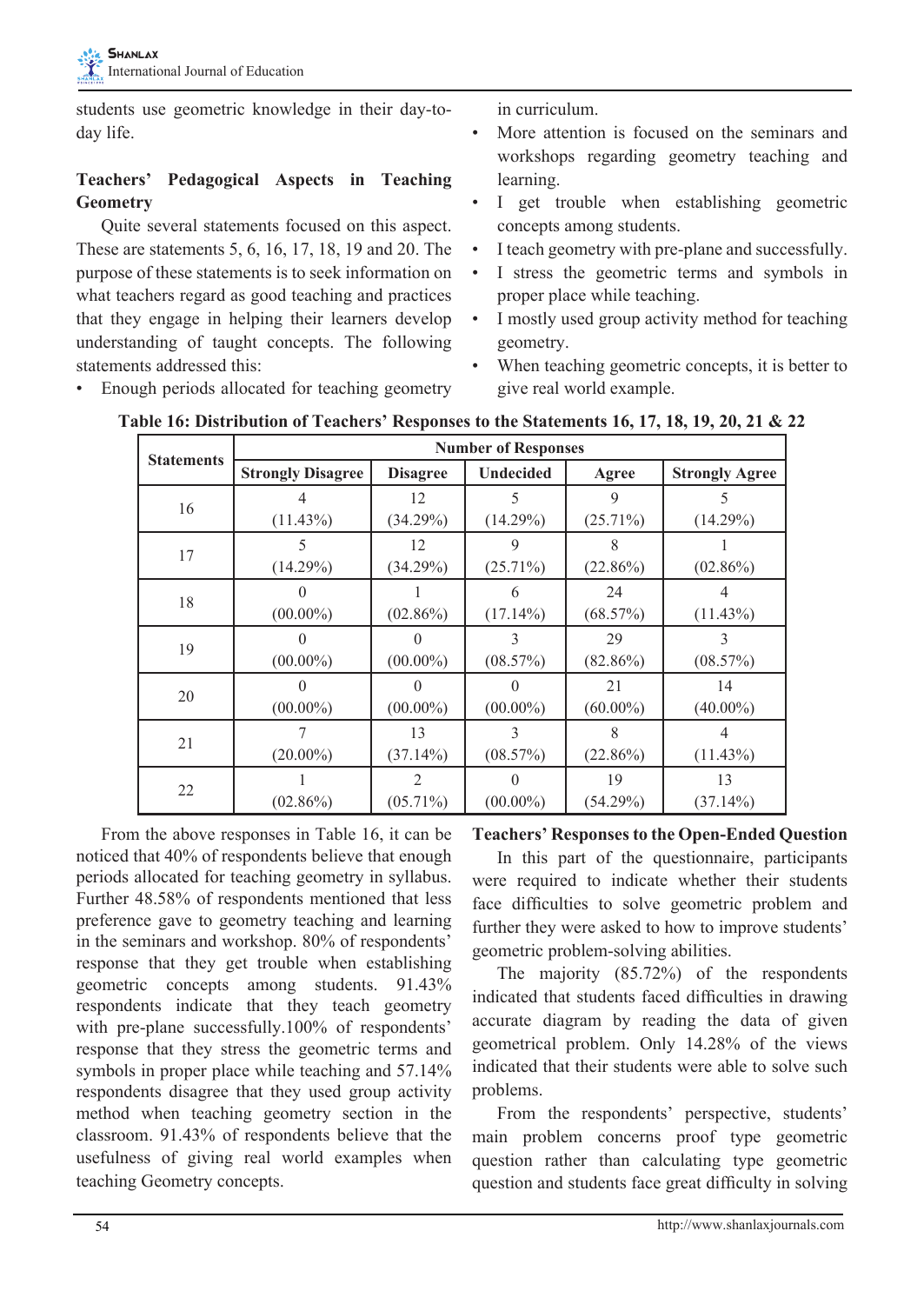students use geometric knowledge in their day-to-day life.

### Teachers' Pedagogical Aspects in Teaching Geometry

Quite several statements focused on this aspect. These are statements 5, 6, 16, 17, 18, 19 and 20. The purpose of these statements is to seek information on what teachers regard as good teaching and practices that they engage in helping their learners develop understanding of taught concepts. The following statements addressed this:

- Enough periods allocated for teaching geometry in curriculum.
- More attention is focused on the seminars and workshops regarding geometry teaching and learning.
- I get trouble when establishing geometric concepts among students.
- I teach geometry with pre-plane and successfully.
- I stress the geometric terms and symbols in proper place while teaching.
- I mostly used group activity method for teaching geometry.
- When teaching geometric concepts, it is better to give real world example.

**Table 16: Distribution of Teachers' Responses to the Statements 16, 17, 18, 19, 20, 21 & 22**

| Statements | Number of Responses | | | | |
|---|---|---|---|---|---|
| | Strongly Disagree | Disagree | Undecided | Agree | Strongly Agree |
| 16 | 4 (11.43%) | 12 (34.29%) | 5 (14.29%) | 9 (25.71%) | 5 (14.29%) |
| 17 | 5 (14.29%) | 12 (34.29%) | 9 (25.71%) | 8 (22.86%) | 1 (02.86%) |
| 18 | 0 (00.00%) | 1 (02.86%) | 6 (17.14%) | 24 (68.57%) | 4 (11.43%) |
| 19 | 0 (00.00%) | 0 (00.00%) | 3 (08.57%) | 29 (82.86%) | 3 (08.57%) |
| 20 | 0 (00.00%) | 0 (00.00%) | 0 (00.00%) | 21 (60.00%) | 14 (40.00%) |
| 21 | 7 (20.00%) | 13 (37.14%) | 3 (08.57%) | 8 (22.86%) | 4 (11.43%) |
| 22 | 1 (02.86%) | 2 (05.71%) | 0 (00.00%) | 19 (54.29%) | 13 (37.14%) |

From the above responses in Table 16, it can be noticed that 40% of respondents believe that enough periods allocated for teaching geometry in syllabus. Further 48.58% of respondents mentioned that less preference gave to geometry teaching and learning in the seminars and workshop. 80% of respondents' response that they get trouble when establishing geometric concepts among students. 91.43% respondents indicate that they teach geometry with pre-plane successfully.100% of respondents' response that they stress the geometric terms and symbols in proper place while teaching and 57.14% respondents disagree that they used group activity method when teaching geometry section in the classroom. 91.43% of respondents believe that the usefulness of giving real world examples when teaching Geometry concepts.

### Teachers' Responses to the Open-Ended Question

In this part of the questionnaire, participants were required to indicate whether their students face difficulties to solve geometric problem and further they were asked to how to improve students' geometric problem-solving abilities.

The majority (85.72%) of the respondents indicated that students faced difficulties in drawing accurate diagram by reading the data of given geometrical problem. Only 14.28% of the views indicated that their students were able to solve such problems.

From the respondents' perspective, students' main problem concerns proof type geometric question rather than calculating type geometric question and students face great difficulty in solving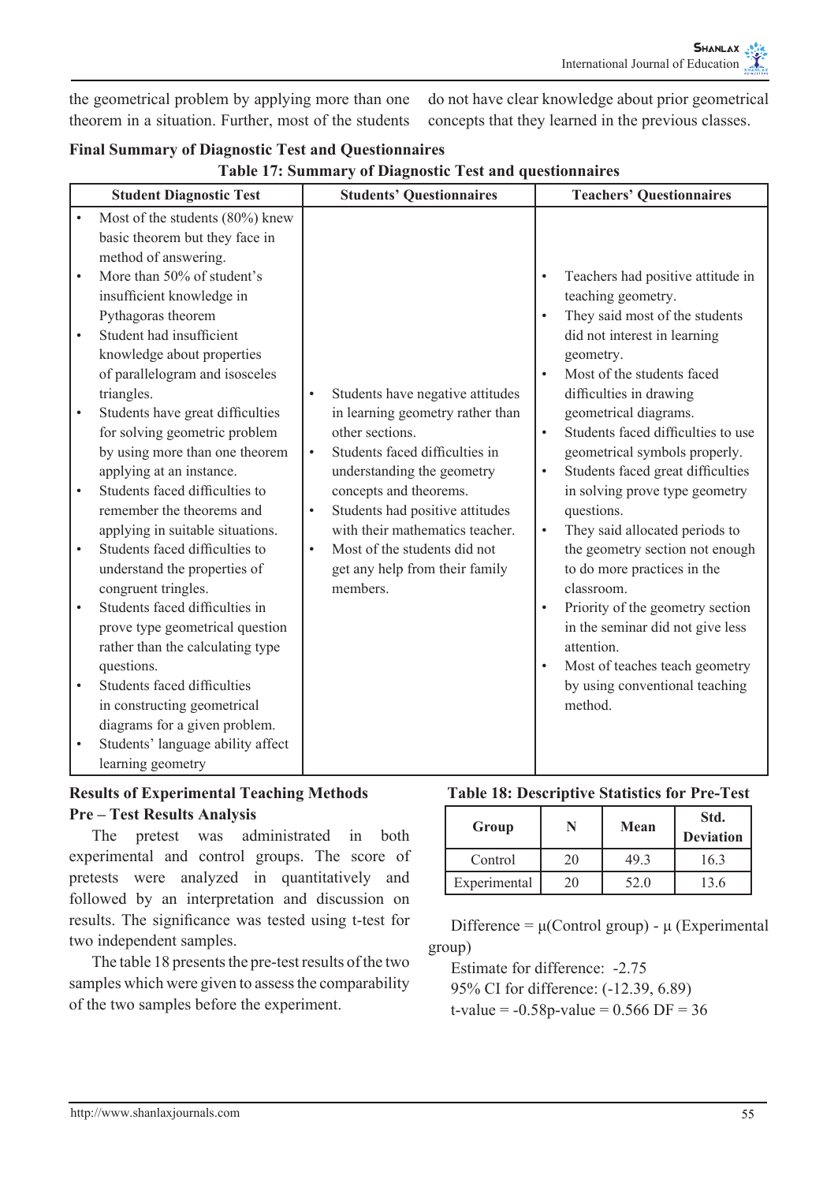the geometrical problem by applying more than one theorem in a situation. Further, most of the students do not have clear knowledge about prior geometrical concepts that they learned in the previous classes.

### Final Summary of Diagnostic Test and Questionnaires

**Table 17: Summary of Diagnostic Test and questionnaires**

| Student Diagnostic Test | Students' Questionnaires | Teachers' Questionnaires |
|---|---|---|
| • Most of the students (80%) knew basic theorem but they face in method of answering.<br>• More than 50% of student's insufficient knowledge in Pythagoras theorem<br>• Student had insufficient knowledge about properties of parallelogram and isosceles triangles.<br>• Students have great difficulties for solving geometric problem by using more than one theorem applying at an instance.<br>• Students faced difficulties to remember the theorems and applying in suitable situations.<br>• Students faced difficulties to understand the properties of congruent tringles.<br>• Students faced difficulties in prove type geometrical question rather than the calculating type questions.<br>• Students faced difficulties in constructing geometrical diagrams for a given problem.<br>• Students' language ability affect learning geometry | • Students have negative attitudes in learning geometry rather than other sections.<br>• Students faced difficulties in understanding the geometry concepts and theorems.<br>• Students had positive attitudes with their mathematics teacher.<br>• Most of the students did not get any help from their family members. | • Teachers had positive attitude in teaching geometry.<br>• They said most of the students did not interest in learning geometry.<br>• Most of the students faced difficulties in drawing geometrical diagrams.<br>• Students faced difficulties to use geometrical symbols properly.<br>• Students faced great difficulties in solving prove type geometry questions.<br>• They said allocated periods to the geometry section not enough to do more practices in the classroom.<br>• Priority of the geometry section in the seminar did not give less attention.<br>• Most of teaches teach geometry by using conventional teaching method. |

### Results of Experimental Teaching Methods

### Pre – Test Results Analysis

The pretest was administrated in both experimental and control groups. The score of pretests were analyzed in quantitatively and followed by an interpretation and discussion on results. The significance was tested using t-test for two independent samples.

The table 18 presents the pre-test results of the two samples which were given to assess the comparability of the two samples before the experiment.

**Table 18: Descriptive Statistics for Pre-Test**

| Group | N | Mean | Std. Deviation |
|---|---|---|---|
| Control | 20 | 49.3 | 16.3 |
| Experimental | 20 | 52.0 | 13.6 |

Difference = μ(Control group) - μ (Experimental group)

Estimate for difference: -2.75

95% CI for difference: (-12.39, 6.89)

t-value = -0.58p-value = 0.566 DF = 36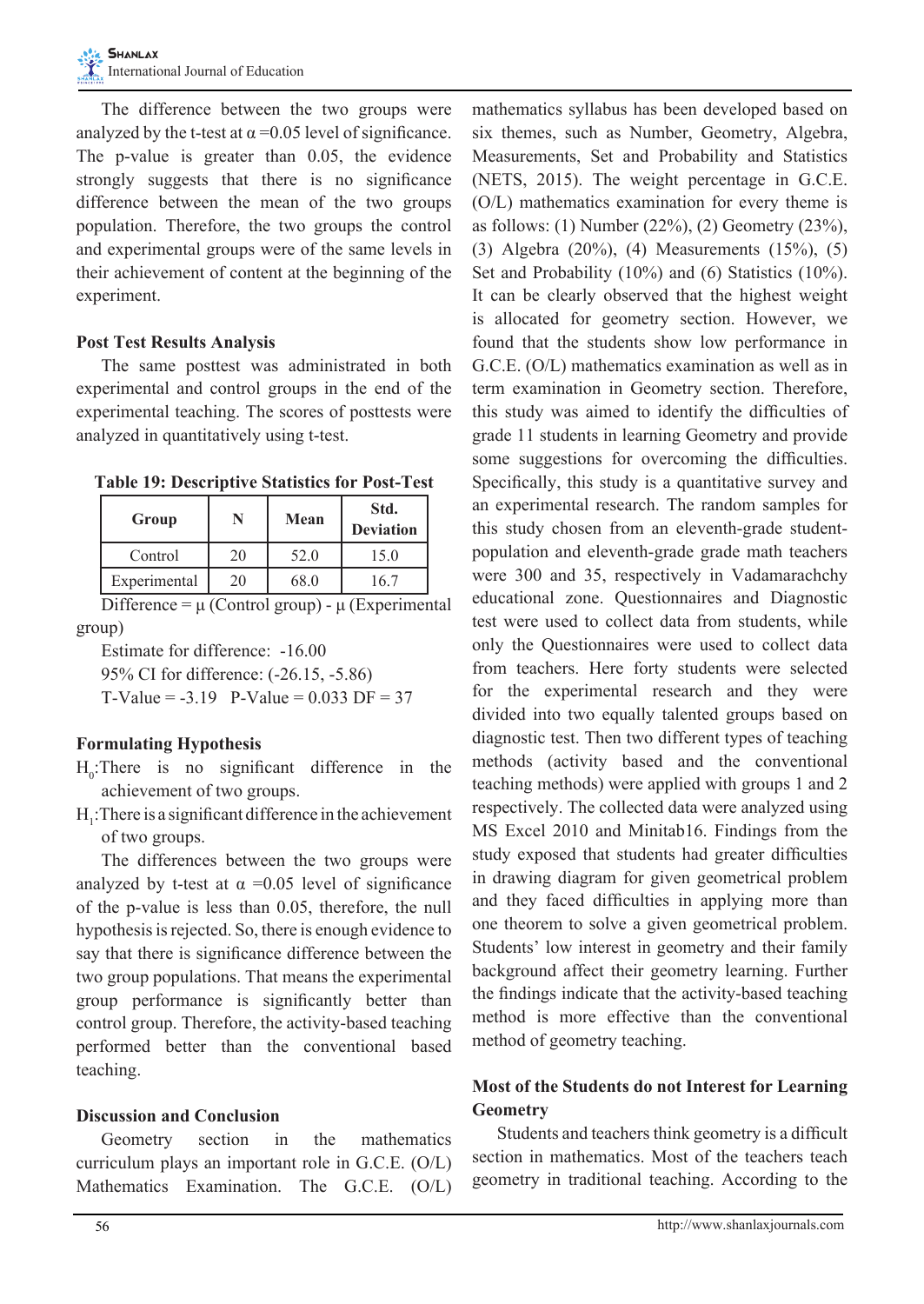The difference between the two groups were analyzed by the t-test at $\alpha = 0.05$ level of significance. The p-value is greater than 0.05, the evidence strongly suggests that there is no significance difference between the mean of the two groups population. Therefore, the two groups the control and experimental groups were of the same levels in their achievement of content at the beginning of the experiment.

### Post Test Results Analysis

The same posttest was administrated in both experimental and control groups in the end of the experimental teaching. The scores of posttests were analyzed in quantitatively using t-test.

**Table 19: Descriptive Statistics for Post-Test**

| Group | N | Mean | Std. Deviation |
|---|---|---|---|
| Control | 20 | 52.0 | 15.0 |
| Experimental | 20 | 68.0 | 16.7 |

Difference = μ (Control group) - μ (Experimental group)

Estimate for difference: -16.00

95% CI for difference: (-26.15, -5.86)

T-Value = -3.19  P-Value = 0.033 DF = 37

### Formulating Hypothesis

$H_0$:There is no significant difference in the achievement of two groups.

$H_1$:There is a significant difference in the achievement of two groups.

The differences between the two groups were analyzed by t-test at $\alpha = 0.05$ level of significance of the p-value is less than 0.05, therefore, the null hypothesis is rejected. So, there is enough evidence to say that there is significance difference between the two group populations. That means the experimental group performance is significantly better than control group. Therefore, the activity-based teaching performed better than the conventional based teaching.

### Discussion and Conclusion

Geometry section in the mathematics curriculum plays an important role in G.C.E. (O/L) Mathematics Examination. The G.C.E. (O/L) mathematics syllabus has been developed based on six themes, such as Number, Geometry, Algebra, Measurements, Set and Probability and Statistics (NETS, 2015). The weight percentage in G.C.E. (O/L) mathematics examination for every theme is as follows: (1) Number (22%), (2) Geometry (23%), (3) Algebra (20%), (4) Measurements (15%), (5) Set and Probability (10%) and (6) Statistics (10%). It can be clearly observed that the highest weight is allocated for geometry section. However, we found that the students show low performance in G.C.E. (O/L) mathematics examination as well as in term examination in Geometry section. Therefore, this study was aimed to identify the difficulties of grade 11 students in learning Geometry and provide some suggestions for overcoming the difficulties. Specifically, this study is a quantitative survey and an experimental research. The random samples for this study chosen from an eleventh-grade student-population and eleventh-grade grade math teachers were 300 and 35, respectively in Vadamarachchy educational zone. Questionnaires and Diagnostic test were used to collect data from students, while only the Questionnaires were used to collect data from teachers. Here forty students were selected for the experimental research and they were divided into two equally talented groups based on diagnostic test. Then two different types of teaching methods (activity based and the conventional teaching methods) were applied with groups 1 and 2 respectively. The collected data were analyzed using MS Excel 2010 and Minitab16. Findings from the study exposed that students had greater difficulties in drawing diagram for given geometrical problem and they faced difficulties in applying more than one theorem to solve a given geometrical problem. Students' low interest in geometry and their family background affect their geometry learning. Further the findings indicate that the activity-based teaching method is more effective than the conventional method of geometry teaching.

### Most of the Students do not Interest for Learning Geometry

Students and teachers think geometry is a difficult section in mathematics. Most of the teachers teach geometry in traditional teaching. According to the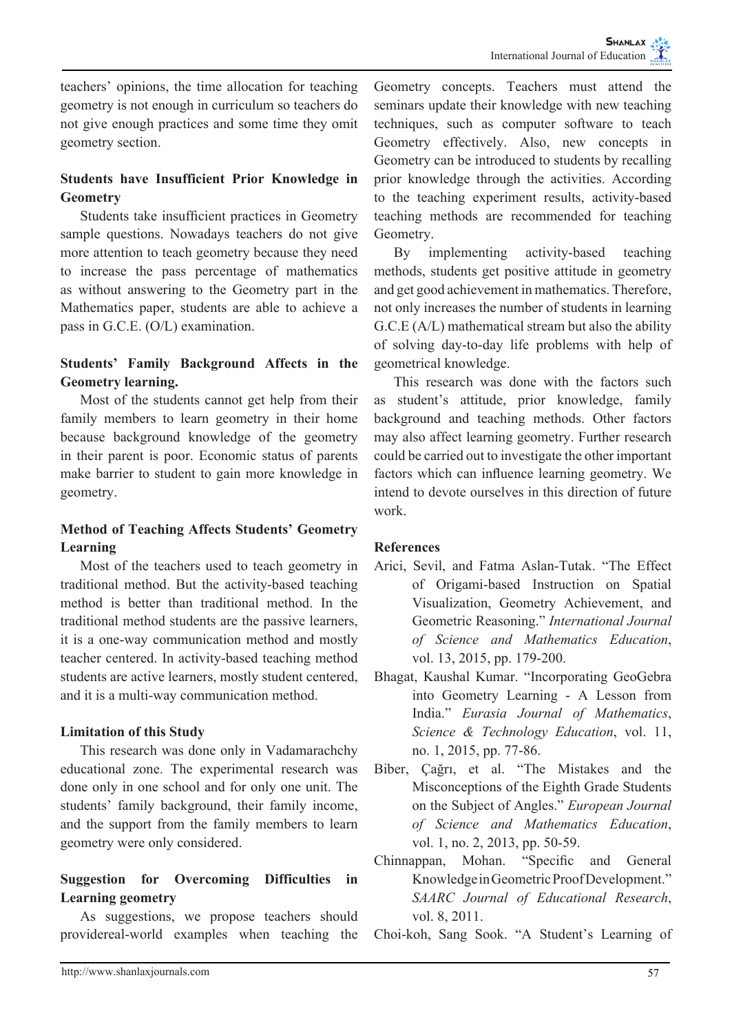teachers' opinions, the time allocation for teaching geometry is not enough in curriculum so teachers do not give enough practices and some time they omit geometry section.

### Students have Insufficient Prior Knowledge in Geometry

Students take insufficient practices in Geometry sample questions. Nowadays teachers do not give more attention to teach geometry because they need to increase the pass percentage of mathematics as without answering to the Geometry part in the Mathematics paper, students are able to achieve a pass in G.C.E. (O/L) examination.

### Students' Family Background Affects in the Geometry learning.

Most of the students cannot get help from their family members to learn geometry in their home because background knowledge of the geometry in their parent is poor. Economic status of parents make barrier to student to gain more knowledge in geometry.

### Method of Teaching Affects Students' Geometry Learning

Most of the teachers used to teach geometry in traditional method. But the activity-based teaching method is better than traditional method. In the traditional method students are the passive learners, it is a one-way communication method and mostly teacher centered. In activity-based teaching method students are active learners, mostly student centered, and it is a multi-way communication method.

### Limitation of this Study

This research was done only in Vadamarachchy educational zone. The experimental research was done only in one school and for only one unit. The students' family background, their family income, and the support from the family members to learn geometry were only considered.

### Suggestion for Overcoming Difficulties in Learning geometry

As suggestions, we propose teachers should providereal-world examples when teaching the Geometry concepts. Teachers must attend the seminars update their knowledge with new teaching techniques, such as computer software to teach Geometry effectively. Also, new concepts in Geometry can be introduced to students by recalling prior knowledge through the activities. According to the teaching experiment results, activity-based teaching methods are recommended for teaching Geometry.

By implementing activity-based teaching methods, students get positive attitude in geometry and get good achievement in mathematics. Therefore, not only increases the number of students in learning G.C.E (A/L) mathematical stream but also the ability of solving day-to-day life problems with help of geometrical knowledge.

This research was done with the factors such as student's attitude, prior knowledge, family background and teaching methods. Other factors may also affect learning geometry. Further research could be carried out to investigate the other important factors which can influence learning geometry. We intend to devote ourselves in this direction of future work.

### References

Arici, Sevil, and Fatma Aslan-Tutak. "The Effect of Origami-based Instruction on Spatial Visualization, Geometry Achievement, and Geometric Reasoning." *International Journal of Science and Mathematics Education*, vol. 13, 2015, pp. 179-200.

Bhagat, Kaushal Kumar. "Incorporating GeoGebra into Geometry Learning - A Lesson from India." *Eurasia Journal of Mathematics, Science & Technology Education*, vol. 11, no. 1, 2015, pp. 77-86.

Biber, Çağrı, et al. "The Mistakes and the Misconceptions of the Eighth Grade Students on the Subject of Angles." *European Journal of Science and Mathematics Education*, vol. 1, no. 2, 2013, pp. 50-59.

Chinnappan, Mohan. "Specific and General Knowledge in Geometric Proof Development." *SAARC Journal of Educational Research*, vol. 8, 2011.

Choi-koh, Sang Sook. "A Student's Learning of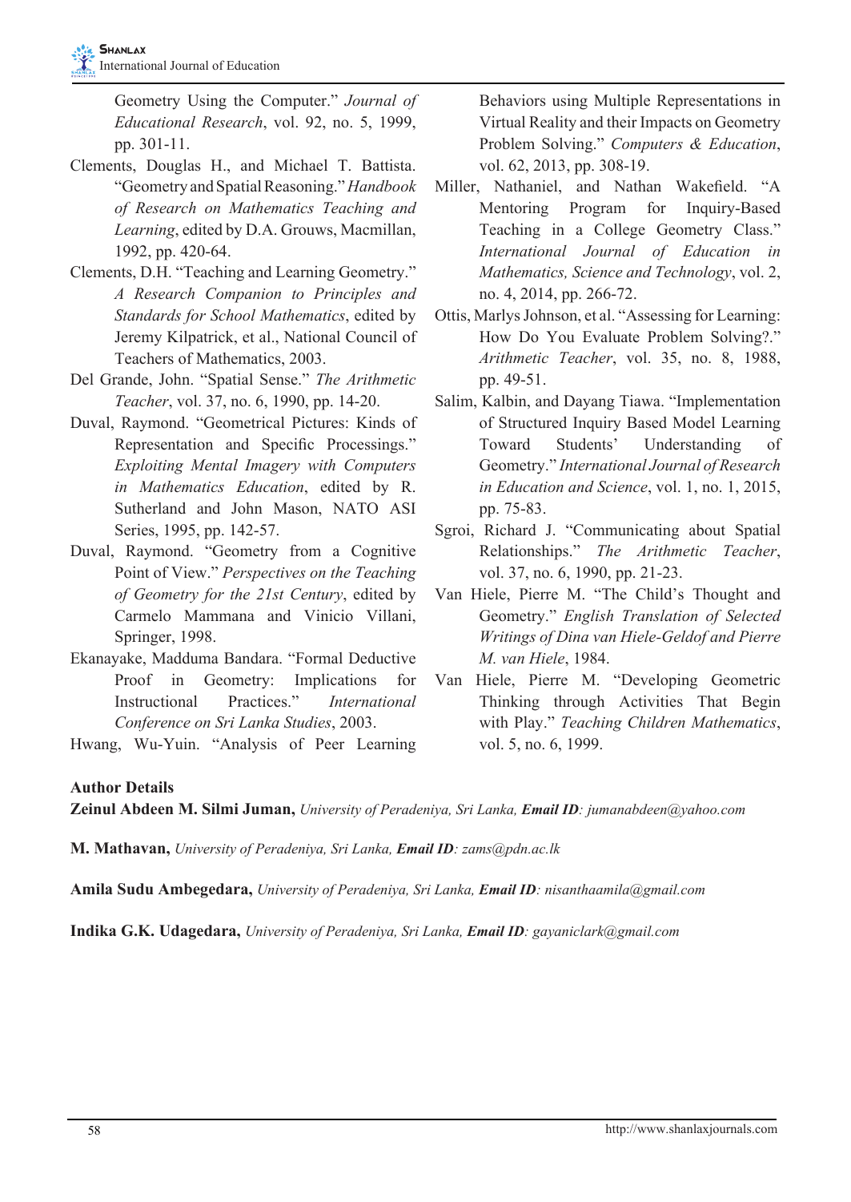Geometry Using the Computer." *Journal of Educational Research*, vol. 92, no. 5, 1999, pp. 301-11.

Clements, Douglas H., and Michael T. Battista. "Geometry and Spatial Reasoning." *Handbook of Research on Mathematics Teaching and Learning*, edited by D.A. Grouws, Macmillan, 1992, pp. 420-64.

Clements, D.H. "Teaching and Learning Geometry." *A Research Companion to Principles and Standards for School Mathematics*, edited by Jeremy Kilpatrick, et al., National Council of Teachers of Mathematics, 2003.

Del Grande, John. "Spatial Sense." *The Arithmetic Teacher*, vol. 37, no. 6, 1990, pp. 14-20.

Duval, Raymond. "Geometrical Pictures: Kinds of Representation and Specific Processings." *Exploiting Mental Imagery with Computers in Mathematics Education*, edited by R. Sutherland and John Mason, NATO ASI Series, 1995, pp. 142-57.

Duval, Raymond. "Geometry from a Cognitive Point of View." *Perspectives on the Teaching of Geometry for the 21st Century*, edited by Carmelo Mammana and Vinicio Villani, Springer, 1998.

Ekanayake, Madduma Bandara. "Formal Deductive Proof in Geometry: Implications for Instructional Practices." *International Conference on Sri Lanka Studies*, 2003.

Hwang, Wu-Yuin. "Analysis of Peer Learning Behaviors using Multiple Representations in Virtual Reality and their Impacts on Geometry Problem Solving." *Computers & Education*, vol. 62, 2013, pp. 308-19.

Miller, Nathaniel, and Nathan Wakefield. "A Mentoring Program for Inquiry-Based Teaching in a College Geometry Class." *International Journal of Education in Mathematics, Science and Technology*, vol. 2, no. 4, 2014, pp. 266-72.

Ottis, Marlys Johnson, et al. "Assessing for Learning: How Do You Evaluate Problem Solving?." *Arithmetic Teacher*, vol. 35, no. 8, 1988, pp. 49-51.

Salim, Kalbin, and Dayang Tiawa. "Implementation of Structured Inquiry Based Model Learning Toward Students' Understanding of Geometry." *International Journal of Research in Education and Science*, vol. 1, no. 1, 2015, pp. 75-83.

Sgroi, Richard J. "Communicating about Spatial Relationships." *The Arithmetic Teacher*, vol. 37, no. 6, 1990, pp. 21-23.

Van Hiele, Pierre M. "The Child's Thought and Geometry." *English Translation of Selected Writings of Dina van Hiele-Geldof and Pierre M. van Hiele*, 1984.

Van Hiele, Pierre M. "Developing Geometric Thinking through Activities That Begin with Play." *Teaching Children Mathematics*, vol. 5, no. 6, 1999.

### Author Details

**Zeinul Abdeen M. Silmi Juman,** *University of Peradeniya, Sri Lanka,* ***Email ID****: jumanabdeen@yahoo.com*

**M. Mathavan,** *University of Peradeniya, Sri Lanka,* ***Email ID****: zams@pdn.ac.lk*

**Amila Sudu Ambegedara,** *University of Peradeniya, Sri Lanka,* ***Email ID****: nisanthaamila@gmail.com*

**Indika G.K. Udagedara,** *University of Peradeniya, Sri Lanka,* ***Email ID****: gayaniclark@gmail.com*